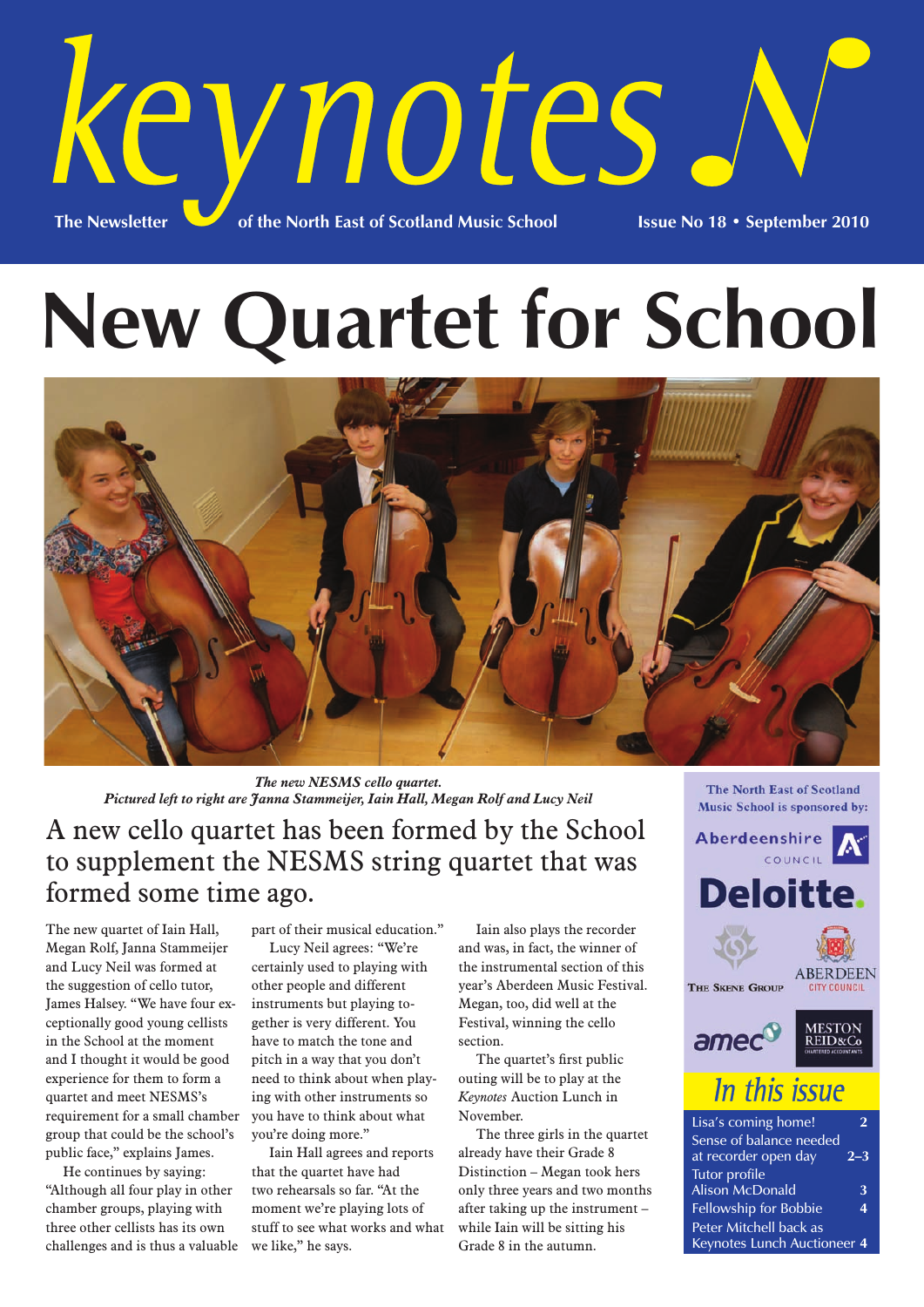# keynotes

**The Newsletter of the North East of Scotland Music School** — **Issue No 18 • September 2010**

# New Quartet for School

***The new NESMS cello quartet.***
***Pictured left to right are Janna Stammeijer, Iain Hall, Megan Rolf and Lucy Neil***

## A new cello quartet has been formed by the School to supplement the NESMS string quartet that was formed some time ago.

The new quartet of Iain Hall, Megan Rolf, Janna Stammeijer and Lucy Neil was formed at the suggestion of cello tutor, James Halsey. "We have four exceptionally good young cellists in the School at the moment and I thought it would be good experience for them to form a quartet and meet NESMS's requirement for a small chamber group that could be the school's public face," explains James.

He continues by saying: "Although all four play in other chamber groups, playing with three other cellists has its own challenges and is thus a valuable part of their musical education."

Lucy Neil agrees: "We're certainly used to playing with other people and different instruments but playing together is very different. You have to match the tone and pitch in a way that you don't need to think about when playing with other instruments so you have to think about what you're doing more."

Iain Hall agrees and reports that the quartet have had two rehearsals so far. "At the moment we're playing lots of stuff to see what works and what we like," he says.

Iain also plays the recorder and was, in fact, the winner of the instrumental section of this year's Aberdeen Music Festival. Megan, too, did well at the Festival, winning the cello section.

The quartet's first public outing will be to play at the *Keynotes* Auction Lunch in November.

The three girls in the quartet already have their Grade 8 Distinction – Megan took hers only three years and two months after taking up the instrument – while Iain will be sitting his Grade 8 in the autumn.

---

**The North East of Scotland Music School is sponsored by:**

Aberdeenshire Council
Deloitte
The Skene Group
Aberdeen City Council
amec
Meston Reid & Co Chartered Accountants

## In this issue

| | |
|---|---|
| Lisa's coming home! | 2 |
| Sense of balance needed at recorder open day | 2–3 |
| Tutor profile Alison McDonald | 3 |
| Fellowship for Bobbie | 4 |
| Peter Mitchell back as Keynotes Lunch Auctioneer | 4 |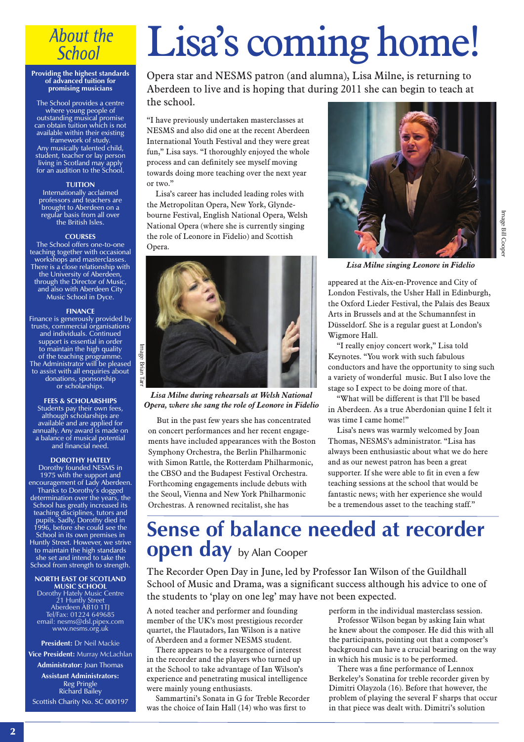# Lisa's coming home!

Opera star and NESMS patron (and alumna), Lisa Milne, is returning to Aberdeen to live and is hoping that during 2011 she can begin to teach at the school.

"I have previously undertaken masterclasses at NESMS and also did one at the recent Aberdeen International Youth Festival and they were great fun," Lisa says. "I thoroughly enjoyed the whole process and can definitely see myself moving towards doing more teaching over the next year or two."

Lisa's career has included leading roles with the Metropolitan Opera, New York, Glyndebourne Festival, English National Opera, Welsh National Opera (where she is currently singing the role of Leonore in Fidelio) and Scottish Opera.

Image Brian Tarr

*Lisa Milne during rehearsals at Welsh National Opera, where she sang the role of Leonore in Fidelio*

But in the past few years she has concentrated on concert performances and her recent engagements have included appearances with the Boston Symphony Orchestra, the Berlin Philharmonic with Simon Rattle, the Rotterdam Philharmonic, the CBSO and the Budapest Festival Orchestra. Forthcoming engagements include debuts with the Seoul, Vienna and New York Philharmonic Orchestras. A renowned recitalist, she has appeared at the Aix-en-Provence and City of London Festivals, the Usher Hall in Edinburgh, the Oxford Lieder Festival, the Palais des Beaux Arts in Brussels and at the Schumannfest in Düsseldorf. She is a regular guest at London's Wigmore Hall.

Image Bill Cooper

*Lisa Milne singing Leonore in Fidelio*

"I really enjoy concert work," Lisa told Keynotes. "You work with such fabulous conductors and have the opportunity to sing such a variety of wonderful music. But I also love the stage so I expect to be doing more of that.

"What will be different is that I'll be based in Aberdeen. As a true Aberdonian quine I felt it was time I came home!"

Lisa's news was warmly welcomed by Joan Thomas, NESMS's administrator. "Lisa has always been enthusiastic about what we do here and as our newest patron has been a great supporter. If she were able to fit in even a few teaching sessions at the school that would be fantastic news; with her experience she would be a tremendous asset to the teaching staff."

## Sense of balance needed at recorder open day by Alan Cooper

The Recorder Open Day in June, led by Professor Ian Wilson of the Guildhall School of Music and Drama, was a significant success although his advice to one of the students to 'play on one leg' may have not been expected.

A noted teacher and performer and founding member of the UK's most prestigious recorder quartet, the Flautadors, Ian Wilson is a native of Aberdeen and a former NESMS student.

There appears to be a resurgence of interest in the recorder and the players who turned up at the School to take advantage of Ian Wilson's experience and penetrating musical intelligence were mainly young enthusiasts.

Sammartini's Sonata in G for Treble Recorder was the choice of Iain Hall (14) who was first to perform in the individual masterclass session.

Professor Wilson began by asking Iain what he knew about the composer. He did this with all the participants, pointing out that a composer's background can have a crucial bearing on the way in which his music is to be performed.

There was a fine performance of Lennox Berkeley's Sonatina for treble recorder given by Dimitri Olayzola (16). Before that however, the problem of playing the several F sharps that occur in that piece was dealt with. Dimitri's solution

---

## About the School

**Providing the highest standards of advanced tuition for promising musicians**

The School provides a centre where young people of outstanding musical promise can obtain tuition which is not available within their existing framework of study.
Any musically talented child, student, teacher or lay person living in Scotland may apply for an audition to the School.

**TUITION**

Internationally acclaimed professors and teachers are brought to Aberdeen on a regular basis from all over the British Isles.

**COURSES**

The School offers one-to-one teaching together with occasional workshops and masterclasses. There is a close relationship with the University of Aberdeen, through the Director of Music, and also with Aberdeen City Music School in Dyce.

**FINANCE**

Finance is generously provided by trusts, commercial organisations and individuals. Continued support is essential in order to maintain the high quality of the teaching programme. The Administrator will be pleased to assist with all enquiries about donations, sponsorship or scholarships.

**FEES & SCHOLARSHIPS**

Students pay their own fees, although scholarships are available and are applied for annually. Any award is made on a balance of musical potential and financial need.

**DOROTHY HATELY**

Dorothy founded NESMS in 1975 with the support and encouragement of Lady Aberdeen. Thanks to Dorothy's dogged determination over the years, the School has greatly increased its teaching disciplines, tutors and pupils. Sadly, Dorothy died in 1996, before she could see the School in its own premises in Huntly Street. However, we strive to maintain the high standards she set and intend to take the School from strength to strength.

**NORTH EAST OF SCOTLAND MUSIC SCHOOL**

Dorothy Hately Music Centre
21 Huntly Street
Aberdeen AB10 1TJ
Tel/Fax: 01224 649685
email: nesms@dsl.pipex.com
www.nesms.org.uk

**President:** Dr Neil Mackie

**Vice President:** Murray McLachlan

**Administrator:** Joan Thomas

**Assistant Administrators:**
Reg Pringle
Richard Bailey

Scottish Charity No. SC 000197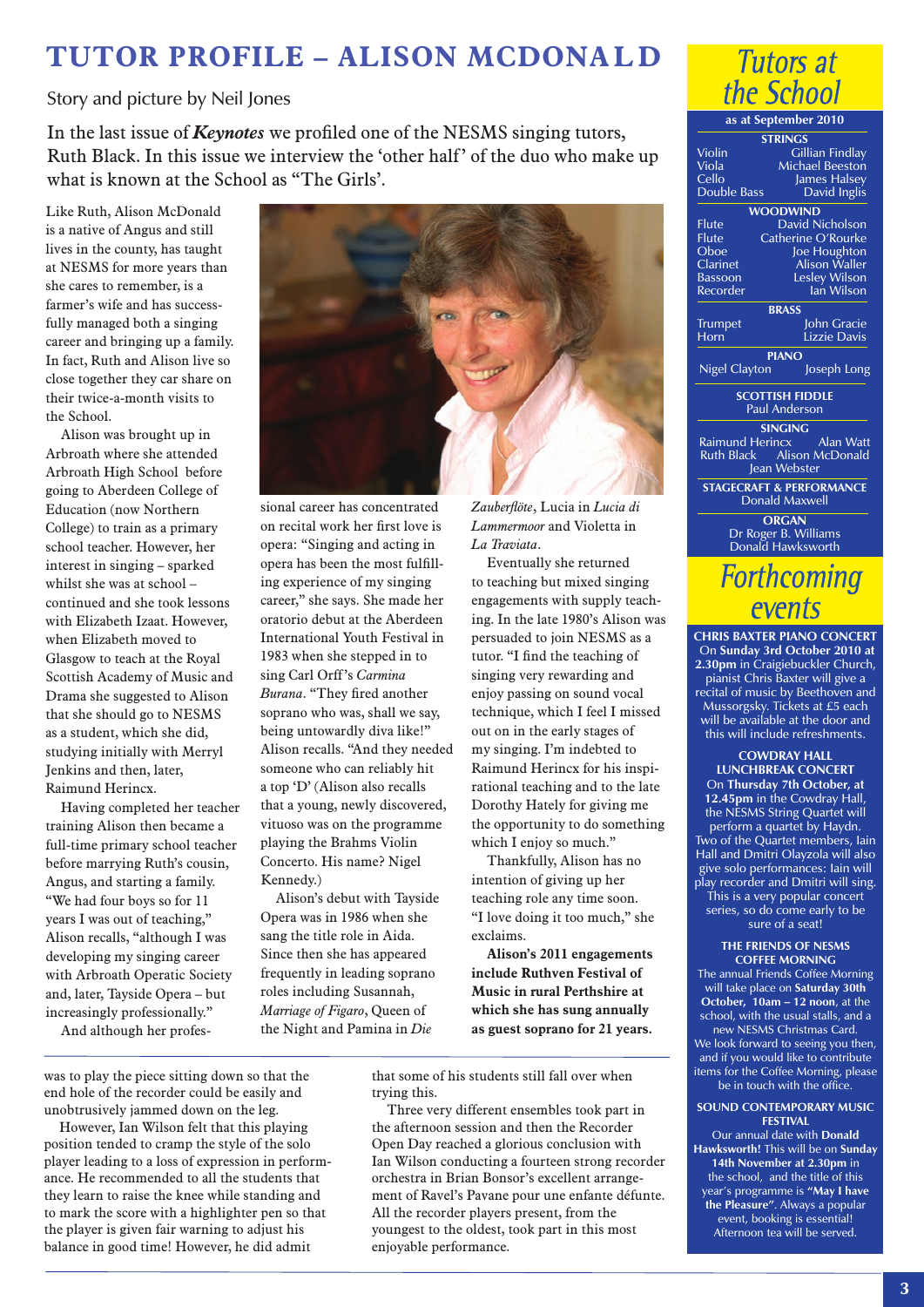# TUTOR PROFILE – ALISON MCDONALD

Story and picture by Neil Jones

In the last issue of ***Keynotes*** we profiled one of the NESMS singing tutors, Ruth Black. In this issue we interview the 'other half' of the duo who make up what is known at the School as "The Girls'.

Like Ruth, Alison McDonald is a native of Angus and still lives in the county, has taught at NESMS for more years than she cares to remember, is a farmer's wife and has successfully managed both a singing career and bringing up a family. In fact, Ruth and Alison live so close together they car share on their twice-a-month visits to the School.

Alison was brought up in Arbroath where she attended Arbroath High School before going to Aberdeen College of Education (now Northern College) to train as a primary school teacher. However, her interest in singing – sparked whilst she was at school – continued and she took lessons with Elizabeth Izaat. However, when Elizabeth moved to Glasgow to teach at the Royal Scottish Academy of Music and Drama she suggested to Alison that she should go to NESMS as a student, which she did, studying initially with Merryl Jenkins and then, later, Raimund Herincx.

Having completed her teacher training Alison then became a full-time primary school teacher before marrying Ruth's cousin, Angus, and starting a family. "We had four boys so for 11 years I was out of teaching," Alison recalls, "although I was developing my singing career with Arbroath Operatic Society and, later, Tayside Opera – but increasingly professionally."

And although her professional career has concentrated on recital work her first love is opera: "Singing and acting in opera has been the most fulfilling experience of my singing career," she says. She made her oratorio debut at the Aberdeen International Youth Festival in 1983 when she stepped in to sing Carl Orff's *Carmina Burana*. "They fired another soprano who was, shall we say, being untowardly diva like!" Alison recalls. "And they needed someone who can reliably hit a top 'D' (Alison also recalls that a young, newly discovered, vituoso was on the programme playing the Brahms Violin Concerto. His name? Nigel Kennedy.)

Alison's debut with Tayside Opera was in 1986 when she sang the title role in Aida. Since then she has appeared frequently in leading soprano roles including Susannah, *Marriage of Figaro*, Queen of the Night and Pamina in *Die Zauberflöte*, Lucia in *Lucia di Lammermoor* and Violetta in *La Traviata*.

Eventually she returned to teaching but mixed singing engagements with supply teaching. In the late 1980's Alison was persuaded to join NESMS as a tutor. "I find the teaching of singing very rewarding and enjoy passing on sound vocal technique, which I feel I missed out on in the early stages of my singing. I'm indebted to Raimund Herincx for his inspirational teaching and to the late Dorothy Hately for giving me the opportunity to do something which I enjoy so much."

Thankfully, Alison has no intention of giving up her teaching role any time soon. "I love doing it too much," she exclaims.

**Alison's 2011 engagements include Ruthven Festival of Music in rural Perthshire at which she has sung annually as guest soprano for 21 years.**

---

was to play the piece sitting down so that the end hole of the recorder could be easily and unobtrusively jammed down on the leg.

However, Ian Wilson felt that this playing position tended to cramp the style of the solo player leading to a loss of expression in performance. He recommended to all the students that they learn to raise the knee while standing and to mark the score with a highlighter pen so that the player is given fair warning to adjust his balance in good time! However, he did admit that some of his students still fall over when trying this.

Three very different ensembles took part in the afternoon session and then the Recorder Open Day reached a glorious conclusion with Ian Wilson conducting a fourteen strong recorder orchestra in Brian Bonsor's excellent arrangement of Ravel's Pavane pour une enfante défunte. All the recorder players present, from the youngest to the oldest, took part in this most enjoyable performance.

---

## Tutors at the School

**as at September 2010**

**STRINGS**

| | |
|---|---|
| Violin | Gillian Findlay |
| Viola | Michael Beeston |
| Cello | James Halsey |
| Double Bass | David Inglis |

**WOODWIND**

| | |
|---|---|
| Flute | David Nicholson |
| Flute | Catherine O'Rourke |
| Oboe | Joe Houghton |
| Clarinet | Alison Waller |
| Bassoon | Lesley Wilson |
| Recorder | Ian Wilson |

**BRASS**

| | |
|---|---|
| Trumpet | John Gracie |
| Horn | Lizzie Davis |

**PIANO**

Nigel Clayton, Joseph Long

**SCOTTISH FIDDLE**

Paul Anderson

**SINGING**

Raimund Herincx, Alan Watt, Ruth Black, Alison McDonald, Jean Webster

**STAGECRAFT & PERFORMANCE**

Donald Maxwell

**ORGAN**

Dr Roger B. Williams
Donald Hawksworth

## Forthcoming events

**CHRIS BAXTER PIANO CONCERT**
On **Sunday 3rd October 2010 at 2.30pm** in Craigiebuckler Church, pianist Chris Baxter will give a recital of music by Beethoven and Mussorgsky. Tickets at £5 each will be available at the door and this will include refreshments.

**COWDRAY HALL LUNCHBREAK CONCERT**
On **Thursday 7th October, at 12.45pm** in the Cowdray Hall, the NESMS String Quartet will perform a quartet by Haydn. Two of the Quartet members, Iain Hall and Dmitri Olayzola will also give solo performances: Iain will play recorder and Dmitri will sing. This is a very popular concert series, so do come early to be sure of a seat!

**THE FRIENDS OF NESMS COFFEE MORNING**
The annual Friends Coffee Morning will take place on **Saturday 30th October, 10am – 12 noon**, at the school, with the usual stalls, and a new NESMS Christmas Card. We look forward to seeing you then, and if you would like to contribute items for the Coffee Morning, please be in touch with the office.

**SOUND CONTEMPORARY MUSIC FESTIVAL**
Our annual date with **Donald Hawksworth!** This will be on **Sunday 14th November at 2.30pm** in the school, and the title of this year's programme is **"May I have the Pleasure"**. Always a popular event, booking is essential! Afternoon tea will be served.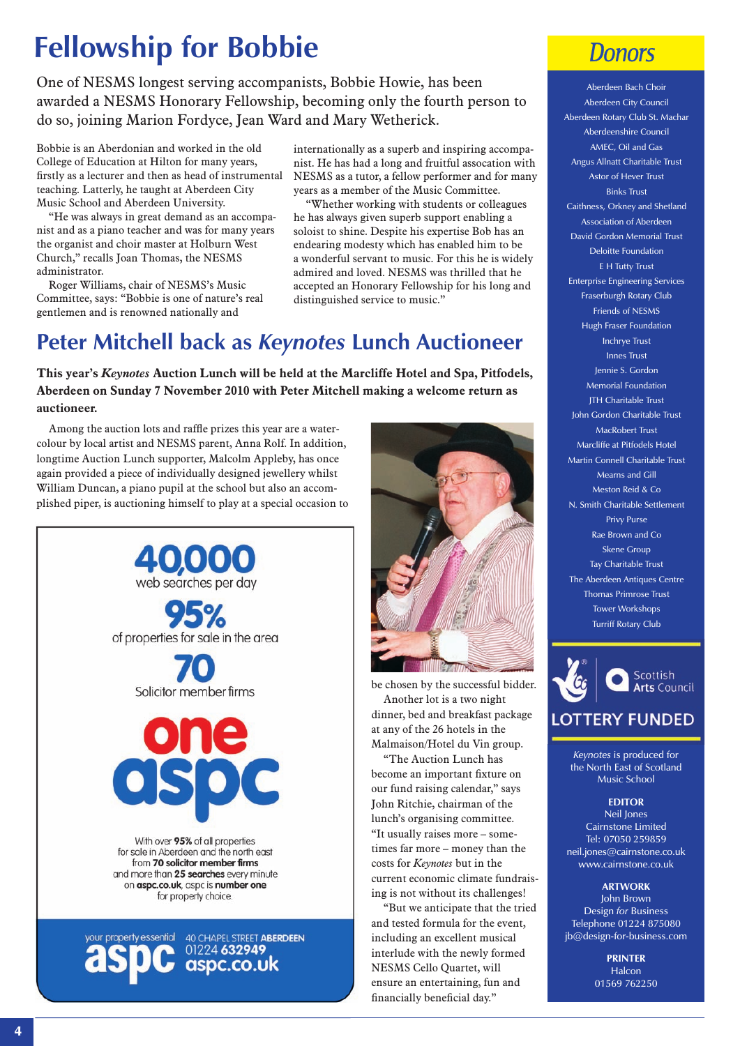# Fellowship for Bobbie

One of NESMS longest serving accompanists, Bobbie Howie, has been awarded a NESMS Honorary Fellowship, becoming only the fourth person to do so, joining Marion Fordyce, Jean Ward and Mary Wetherick.

Bobbie is an Aberdonian and worked in the old College of Education at Hilton for many years, firstly as a lecturer and then as head of instrumental teaching. Latterly, he taught at Aberdeen City Music School and Aberdeen University.

"He was always in great demand as an accompanist and as a piano teacher and was for many years the organist and choir master at Holburn West Church," recalls Joan Thomas, the NESMS administrator.

Roger Williams, chair of NESMS's Music Committee, says: "Bobbie is one of nature's real gentlemen and is renowned nationally and internationally as a superb and inspiring accompanist. He has always had a long and fruitful association with NESMS as a tutor, a fellow performer and for many years as a member of the Music Committee.

"Whether working with students or colleagues he has always given superb support enabling a soloist to shine. Despite his expertise Bob has an endearing modesty which has enabled him to be a wonderful servant to music. For this he is widely admired and loved. NESMS was thrilled that he accepted an Honorary Fellowship for his long and distinguished service to music."

## Peter Mitchell back as *Keynotes* Lunch Auctioneer

**This year's *Keynotes* Auction Lunch will be held at the Marcliffe Hotel and Spa, Pitfodels, Aberdeen on Sunday 7 November 2010 with Peter Mitchell making a welcome return as auctioneer.**

Among the auction lots and raffle prizes this year are a watercolour by local artist and NESMS parent, Anna Rolf. In addition, longtime Auction Lunch supporter, Malcolm Appleby, has once again provided a piece of individually designed jewellery whilst William Duncan, a piano pupil at the school but also an accomplished piper, is auctioning himself to play at a special occasion to be chosen by the successful bidder.

Another lot is a two night dinner, bed and breakfast package at any of the 26 hotels in the Malmaison/Hotel du Vin group.

"The Auction Lunch has become an important fixture on our fund raising calendar," says John Ritchie, chairman of the lunch's organising committee. "It usually raises more – sometimes far more – money than the costs for *Keynotes* but in the current economic climate fundraising is not without its challenges!

"But we anticipate that the tried and tested formula for the event, including an excellent musical interlude with the newly formed NESMS Cello Quartet, will ensure an entertaining, fun and financially beneficial day."

**40,000** web searches per day

**95%** of properties for sale in the area

**70** Solicitor member firms

**one aspc**

With over **95%** of all properties for sale in Aberdeen and the north east from **70 solicitor member firms** and more than **25 searches** every minute on **aspc.co.uk**, aspc is **number one** for property choice.

your property essential **aspc** 40 CHAPEL STREET **ABERDEEN** 01224 **632949** aspc.co.uk

## Donors

Aberdeen Bach Choir
Aberdeen City Council
Aberdeen Rotary Club St. Machar
Aberdeenshire Council
AMEC, Oil and Gas
Angus Allnatt Charitable Trust
Astor of Hever Trust
Binks Trust
Caithness, Orkney and Shetland Association of Aberdeen
David Gordon Memorial Trust
Deloitte Foundation
E H Tutty Trust
Enterprise Engineering Services
Fraserburgh Rotary Club
Friends of NESMS
Hugh Fraser Foundation
Inchrye Trust
Innes Trust
Jennie S. Gordon Memorial Foundation
JTH Charitable Trust
John Gordon Charitable Trust
MacRobert Trust
Marcliffe at Pitfodels Hotel
Martin Connell Charitable Trust
Mearns and Gill
Meston Reid & Co
N. Smith Charitable Settlement
Privy Purse
Rae Brown and Co
Skene Group
Tay Charitable Trust
The Aberdeen Antiques Centre
Thomas Primrose Trust
Tower Workshops
Turriff Rotary Club

Scottish Arts Council
LOTTERY FUNDED

*Keynotes* is produced for the North East of Scotland Music School

**EDITOR**
Neil Jones
Cairnstone Limited
Tel: 07050 259859
neil.jones@cairnstone.co.uk
www.cairnstone.co.uk

**ARTWORK**
John Brown
Design *for* Business
Telephone 01224 875080
jb@design-for-business.com

**PRINTER**
Halcon
01569 762250